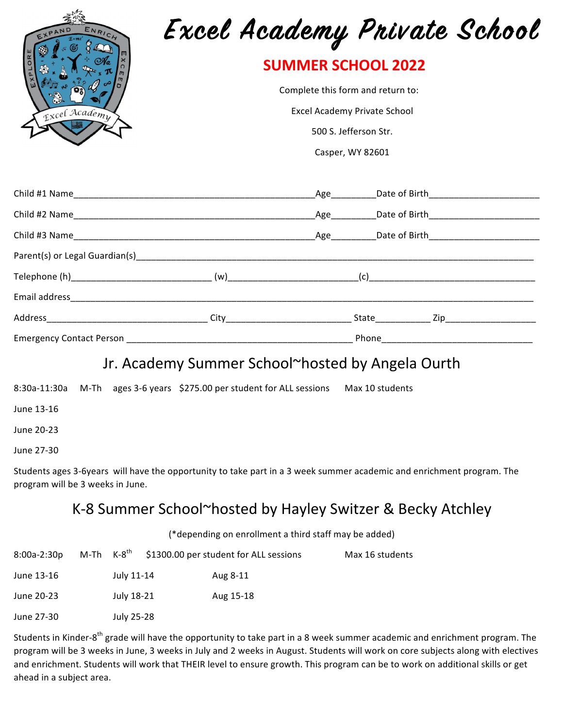# Excel Academy Private School

## SUMMER SCHOOL 2022

Complete this form and return to:

Excel Academy Private School

500 S. Jefferson Str.

Casper, WY 82601

Child #1 Name_______________________________________________Age________Date of Birth_____________________

Child #2 Name_______________________________________________Age________Date of Birth_____________________

Child #3 Name_______________________________________________Age________Date of Birth_____________________

Parent(s) or Legal Guardian(s)_____________________________________________________________________________

Telephone (h)_________________________ (w)________________________(c)______________________________

Email address___________________________________________________________________________________

Address______________________________ City_______________________ State__________ Zip_________________

Emergency Contact Person ___________________________________________ Phone____________________________

## Jr. Academy Summer School~hosted by Angela Ourth

8:30a-11:30a M-Th ages 3-6 years $275.00 per student for ALL sessions Max 10 students

June 13-16

June 20-23

June 27-30

Students ages 3-6years will have the opportunity to take part in a 3 week summer academic and enrichment program. The program will be 3 weeks in June.

## K-8 Summer School~hosted by Hayley Switzer & Becky Atchley

(*depending on enrollment a third staff may be added)

8:00a-2:30p M-Th K-8th $1300.00 per student for ALL sessions Max 16 students

| | | |
|---|---|---|
| June 13-16 | July 11-14 | Aug 8-11 |
| June 20-23 | July 18-21 | Aug 15-18 |
| June 27-30 | July 25-28 | |

Students in Kinder-8th grade will have the opportunity to take part in a 8 week summer academic and enrichment program. The program will be 3 weeks in June, 3 weeks in July and 2 weeks in August. Students will work on core subjects along with electives and enrichment. Students will work that THEIR level to ensure growth. This program can be to work on additional skills or get ahead in a subject area.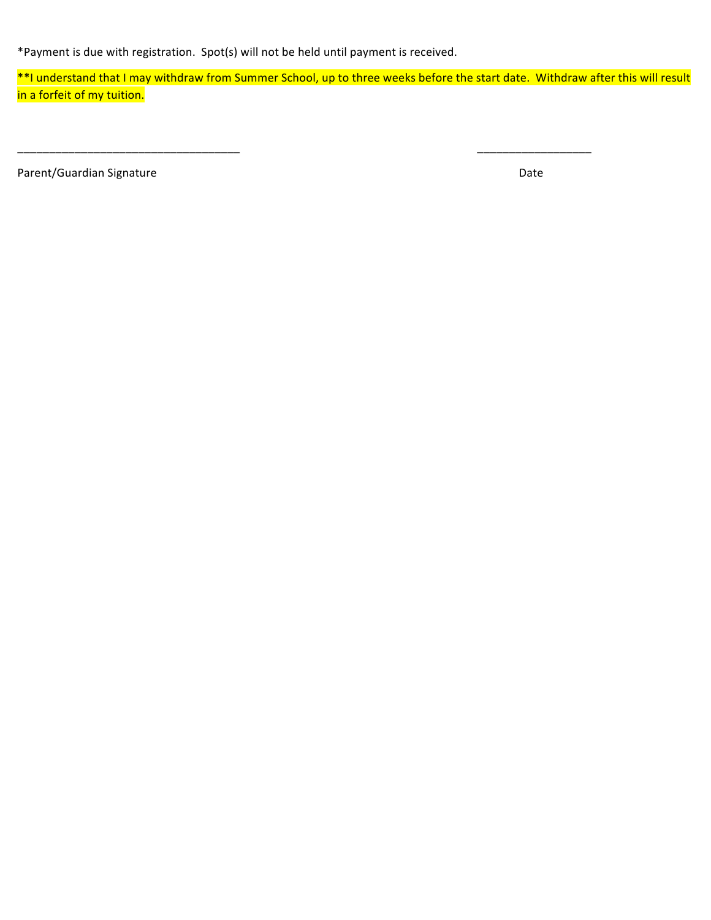*Payment is due with registration. Spot(s) will not be held until payment is received.

**I understand that I may withdraw from Summer School, up to three weeks before the start date. Withdraw after this will result in a forfeit of my tuition.

___________________________________ __________________

Parent/Guardian Signature Date